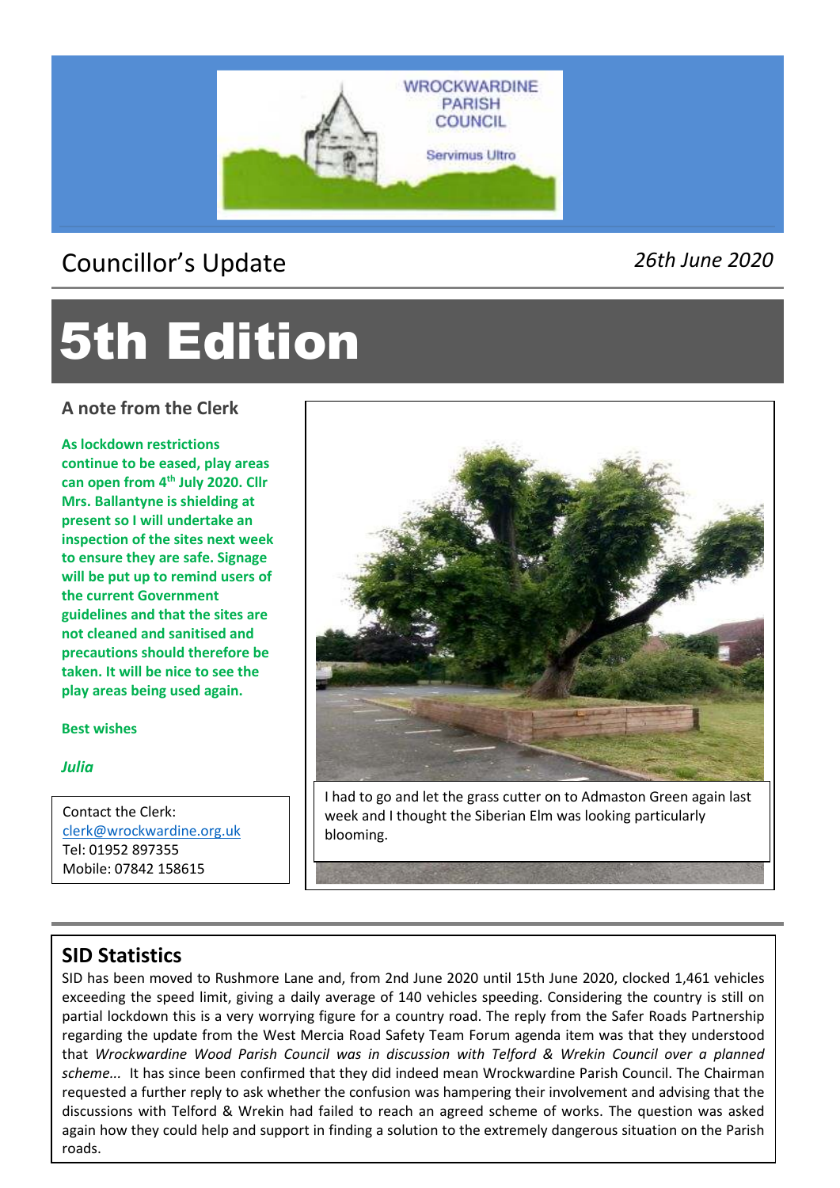WROCKWARDINE PARISH COUNCIL

Servimus Ultro

Councillor's Update

*26th June 2020*

# 5th Edition

## A note from the Clerk

**As lockdown restrictions continue to be eased, play areas can open from 4th July 2020. Cllr Mrs. Ballantyne is shielding at present so I will undertake an inspection of the sites next week to ensure they are safe. Signage will be put up to remind users of the current Government guidelines and that the sites are not cleaned and sanitised and precautions should therefore be taken. It will be nice to see the play areas being used again.**

**Best wishes**

***Julia***

Contact the Clerk:
clerk@wrockwardine.org.uk
Tel: 01952 897355
Mobile: 07842 158615

I had to go and let the grass cutter on to Admaston Green again last week and I thought the Siberian Elm was looking particularly blooming.

## SID Statistics

SID has been moved to Rushmore Lane and, from 2nd June 2020 until 15th June 2020, clocked 1,461 vehicles exceeding the speed limit, giving a daily average of 140 vehicles speeding. Considering the country is still on partial lockdown this is a very worrying figure for a country road. The reply from the Safer Roads Partnership regarding the update from the West Mercia Road Safety Team Forum agenda item was that they understood that *Wrockwardine Wood Parish Council was in discussion with Telford & Wrekin Council over a planned scheme...* It has since been confirmed that they did indeed mean Wrockwardine Parish Council. The Chairman requested a further reply to ask whether the confusion was hampering their involvement and advising that the discussions with Telford & Wrekin had failed to reach an agreed scheme of works. The question was asked again how they could help and support in finding a solution to the extremely dangerous situation on the Parish roads.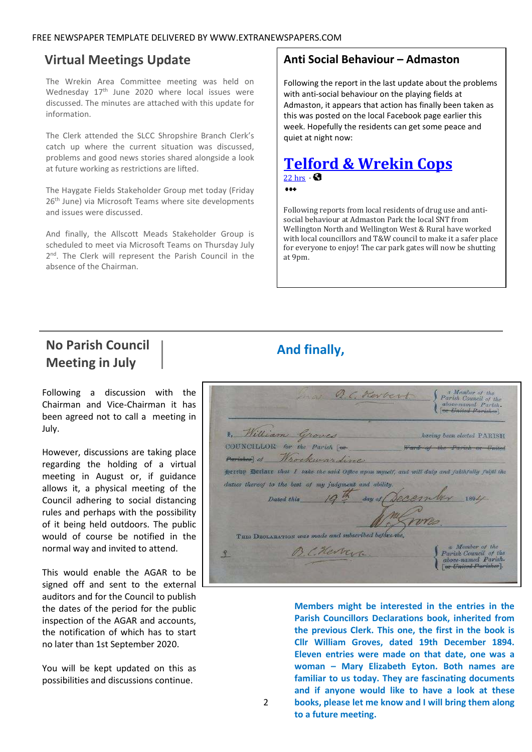## Virtual Meetings Update

The Wrekin Area Committee meeting was held on Wednesday 17th June 2020 where local issues were discussed. The minutes are attached with this update for information.

The Clerk attended the SLCC Shropshire Branch Clerk's catch up where the current situation was discussed, problems and good news stories shared alongside a look at future working as restrictions are lifted.

The Haygate Fields Stakeholder Group met today (Friday 26th June) via Microsoft Teams where site developments and issues were discussed.

And finally, the Allscott Meads Stakeholder Group is scheduled to meet via Microsoft Teams on Thursday July 2nd. The Clerk will represent the Parish Council in the absence of the Chairman.

## Anti Social Behaviour – Admaston

Following the report in the last update about the problems with anti-social behaviour on the playing fields at Admaston, it appears that action has finally been taken as this was posted on the local Facebook page earlier this week. Hopefully the residents can get some peace and quiet at night now:

**Telford & Wrekin Cops**

22 hrs ·

•••

Following reports from local residents of drug use and anti-social behaviour at Admaston Park the local SNT from Wellington North and Wellington West & Rural have worked with local councillors and T&W council to make it a safer place for everyone to enjoy! The car park gates will now be shutting at 9pm.

## No Parish Council Meeting in July

Following a discussion with the Chairman and Vice-Chairman it has been agreed not to call a meeting in July.

However, discussions are taking place regarding the holding of a virtual meeting in August or, if guidance allows it, a physical meeting of the Council adhering to social distancing rules and perhaps with the possibility of it being held outdoors. The public would of course be notified in the normal way and invited to attend.

This would enable the AGAR to be signed off and sent to the external auditors and for the Council to publish the dates of the period for the public inspection of the AGAR and accounts, the notification of which has to start no later than 1st September 2020.

You will be kept updated on this as possibilities and discussions continue.

## And finally,

Chair B. C. Herbert — a Member of the Parish Council of the above-named Parish [or United Parishes].

I, William Groves having been elected PARISH COUNCILLOR for the Parish [or Ward of the Parish or United Parishes] of Wrockwardine hereby Declare that I take the said Office upon myself, and will duly and faithfully fulfil the duties thereof to the best of my judgment and ability.

Dated this 19th day of December 1894

Wm Groves

This Declaration was made and subscribed before me,

B. C. Herbert — a Member of the Parish Council of the above-named Parish [or United Parishes].

**Members might be interested in the entries in the Parish Councillors Declarations book, inherited from the previous Clerk. This one, the first in the book is Cllr William Groves, dated 19th December 1894. Eleven entries were made on that date, one was a woman – Mary Elizabeth Eyton. Both names are familiar to us today. They are fascinating documents and if anyone would like to have a look at these books, please let me know and I will bring them along to a future meeting.**